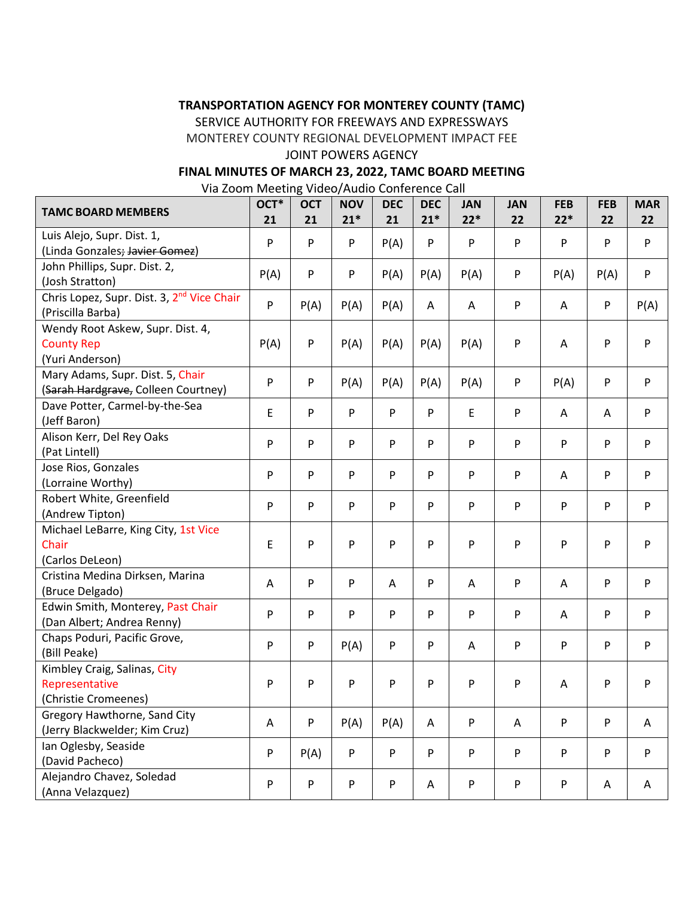**TRANSPORTATION AGENCY FOR MONTEREY COUNTY (TAMC)**

SERVICE AUTHORITY FOR FREEWAYS AND EXPRESSWAYS

MONTEREY COUNTY REGIONAL DEVELOPMENT IMPACT FEE

JOINT POWERS AGENCY

**FINAL MINUTES OF MARCH 23, 2022, TAMC BOARD MEETING**

Via Zoom Meeting Video/Audio Conference Call

| TAMC BOARD MEMBERS | OCT* 21 | OCT 21 | NOV 21* | DEC 21 | DEC 21* | JAN 22* | JAN 22 | FEB 22* | FEB 22 | MAR 22 |
|---|---|---|---|---|---|---|---|---|---|---|
| Luis Alejo, Supr. Dist. 1, (Linda Gonzales; ~~Javier Gomez~~) | P | P | P | P(A) | P | P | P | P | P | P |
| John Phillips, Supr. Dist. 2, (Josh Stratton) | P(A) | P | P | P(A) | P(A) | P(A) | P | P(A) | P(A) | P |
| Chris Lopez, Supr. Dist. 3, 2nd Vice Chair (Priscilla Barba) | P | P(A) | P(A) | P(A) | A | A | P | A | P | P(A) |
| Wendy Root Askew, Supr. Dist. 4, County Rep (Yuri Anderson) | P(A) | P | P(A) | P(A) | P(A) | P(A) | P | A | P | P |
| Mary Adams, Supr. Dist. 5, Chair (~~Sarah Hardgrave,~~ Colleen Courtney) | P | P | P(A) | P(A) | P(A) | P(A) | P | P(A) | P | P |
| Dave Potter, Carmel-by-the-Sea (Jeff Baron) | E | P | P | P | P | E | P | A | A | P |
| Alison Kerr, Del Rey Oaks (Pat Lintell) | P | P | P | P | P | P | P | P | P | P |
| Jose Rios, Gonzales (Lorraine Worthy) | P | P | P | P | P | P | P | A | P | P |
| Robert White, Greenfield (Andrew Tipton) | P | P | P | P | P | P | P | P | P | P |
| Michael LeBarre, King City, 1st Vice Chair (Carlos DeLeon) | E | P | P | P | P | P | P | P | P | P |
| Cristina Medina Dirksen, Marina (Bruce Delgado) | A | P | P | A | P | A | P | A | P | P |
| Edwin Smith, Monterey, Past Chair (Dan Albert; Andrea Renny) | P | P | P | P | P | P | P | A | P | P |
| Chaps Poduri, Pacific Grove, (Bill Peake) | P | P | P(A) | P | P | A | P | P | P | P |
| Kimbley Craig, Salinas, City Representative (Christie Cromeenes) | P | P | P | P | P | P | P | A | P | P |
| Gregory Hawthorne, Sand City (Jerry Blackwelder; Kim Cruz) | A | P | P(A) | P(A) | A | P | A | P | P | A |
| Ian Oglesby, Seaside (David Pacheco) | P | P(A) | P | P | P | P | P | P | P | P |
| Alejandro Chavez, Soledad (Anna Velazquez) | P | P | P | P | A | P | P | P | A | A |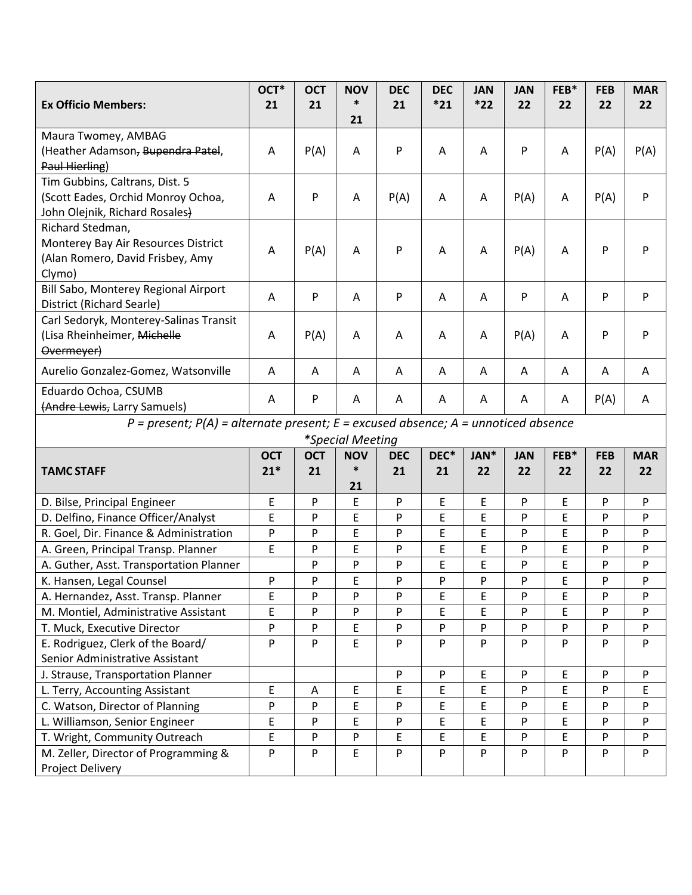| Ex Officio Members: | OCT* 21 | OCT 21 | NOV * 21 | DEC 21 | DEC *21 | JAN *22 | JAN 22 | FEB* 22 | FEB 22 | MAR 22 |
|---|---|---|---|---|---|---|---|---|---|---|
| Maura Twomey, AMBAG (Heather Adamson, ~~Bupendra Patel~~, ~~Paul Hierling~~) | A | P(A) | A | P | A | A | P | A | P(A) | P(A) |
| Tim Gubbins, Caltrans, Dist. 5 (Scott Eades, Orchid Monroy Ochoa, John Olejnik, Richard Rosales) | A | P | A | P(A) | A | A | P(A) | A | P(A) | P |
| Richard Stedman, Monterey Bay Air Resources District (Alan Romero, David Frisbey, Amy Clymo) | A | P(A) | A | P | A | A | P(A) | A | P | P |
| Bill Sabo, Monterey Regional Airport District (Richard Searle) | A | P | A | P | A | A | P | A | P | P |
| Carl Sedoryk, Monterey-Salinas Transit (Lisa Rheinheimer, ~~Michelle Overmeyer~~) | A | P(A) | A | A | A | A | P(A) | A | P | P |
| Aurelio Gonzalez-Gomez, Watsonville | A | A | A | A | A | A | A | A | A | A |
| Eduardo Ochoa, CSUMB (~~Andre Lewis~~, Larry Samuels) | A | P | A | A | A | A | A | A | P(A) | A |

*P = present; P(A) = alternate present; E = excused absence; A = unnoticed absence*

*\*Special Meeting*

| TAMC STAFF | OCT 21* | OCT 21 | NOV * 21 | DEC 21 | DEC* 21 | JAN* 22 | JAN 22 | FEB* 22 | FEB 22 | MAR 22 |
|---|---|---|---|---|---|---|---|---|---|---|
| D. Bilse, Principal Engineer | E | P | E | P | E | E | P | E | P | P |
| D. Delfino, Finance Officer/Analyst | E | P | E | P | E | E | P | E | P | P |
| R. Goel, Dir. Finance & Administration | P | P | E | P | E | E | P | E | P | P |
| A. Green, Principal Transp. Planner | E | P | E | P | E | E | P | E | P | P |
| A. Guther, Asst. Transportation Planner | | P | P | P | E | E | P | E | P | P |
| K. Hansen, Legal Counsel | P | P | E | P | P | P | P | E | P | P |
| A. Hernandez, Asst. Transp. Planner | E | P | P | P | E | E | P | E | P | P |
| M. Montiel, Administrative Assistant | E | P | P | P | E | E | P | E | P | P |
| T. Muck, Executive Director | P | P | E | P | P | P | P | P | P | P |
| E. Rodriguez, Clerk of the Board/ Senior Administrative Assistant | P | P | E | P | P | P | P | P | P | P |
| J. Strause, Transportation Planner | | | | P | P | E | P | E | P | P |
| L. Terry, Accounting Assistant | E | A | E | E | E | E | P | E | P | E |
| C. Watson, Director of Planning | P | P | E | P | E | E | P | E | P | P |
| L. Williamson, Senior Engineer | E | P | E | P | E | E | P | E | P | P |
| T. Wright, Community Outreach | E | P | P | E | E | E | P | E | P | P |
| M. Zeller, Director of Programming & Project Delivery | P | P | E | P | P | P | P | P | P | P |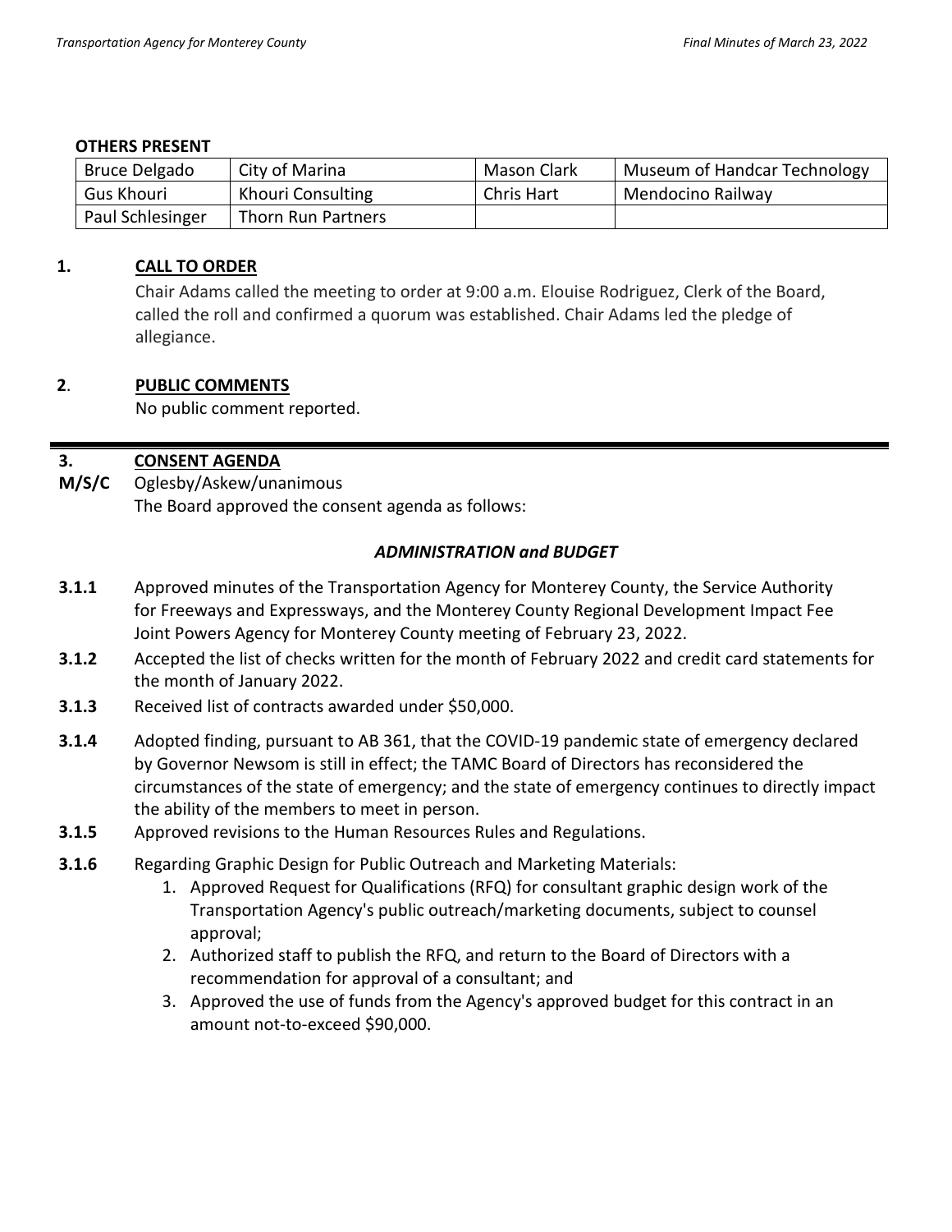**OTHERS PRESENT**

| | | | |
|---|---|---|---|
| Bruce Delgado | City of Marina | Mason Clark | Museum of Handcar Technology |
| Gus Khouri | Khouri Consulting | Chris Hart | Mendocino Railway |
| Paul Schlesinger | Thorn Run Partners | | |

**1. CALL TO ORDER**

Chair Adams called the meeting to order at 9:00 a.m. Elouise Rodriguez, Clerk of the Board, called the roll and confirmed a quorum was established. Chair Adams led the pledge of allegiance.

**2. PUBLIC COMMENTS**

No public comment reported.

---

**3. CONSENT AGENDA**

**M/S/C** Oglesby/Askew/unanimous

The Board approved the consent agenda as follows:

***ADMINISTRATION and BUDGET***

**3.1.1** Approved minutes of the Transportation Agency for Monterey County, the Service Authority for Freeways and Expressways, and the Monterey County Regional Development Impact Fee Joint Powers Agency for Monterey County meeting of February 23, 2022.

**3.1.2** Accepted the list of checks written for the month of February 2022 and credit card statements for the month of January 2022.

**3.1.3** Received list of contracts awarded under $50,000.

**3.1.4** Adopted finding, pursuant to AB 361, that the COVID-19 pandemic state of emergency declared by Governor Newsom is still in effect; the TAMC Board of Directors has reconsidered the circumstances of the state of emergency; and the state of emergency continues to directly impact the ability of the members to meet in person.

**3.1.5** Approved revisions to the Human Resources Rules and Regulations.

**3.1.6** Regarding Graphic Design for Public Outreach and Marketing Materials:

1. Approved Request for Qualifications (RFQ) for consultant graphic design work of the Transportation Agency's public outreach/marketing documents, subject to counsel approval;
2. Authorized staff to publish the RFQ, and return to the Board of Directors with a recommendation for approval of a consultant; and
3. Approved the use of funds from the Agency's approved budget for this contract in an amount not-to-exceed $90,000.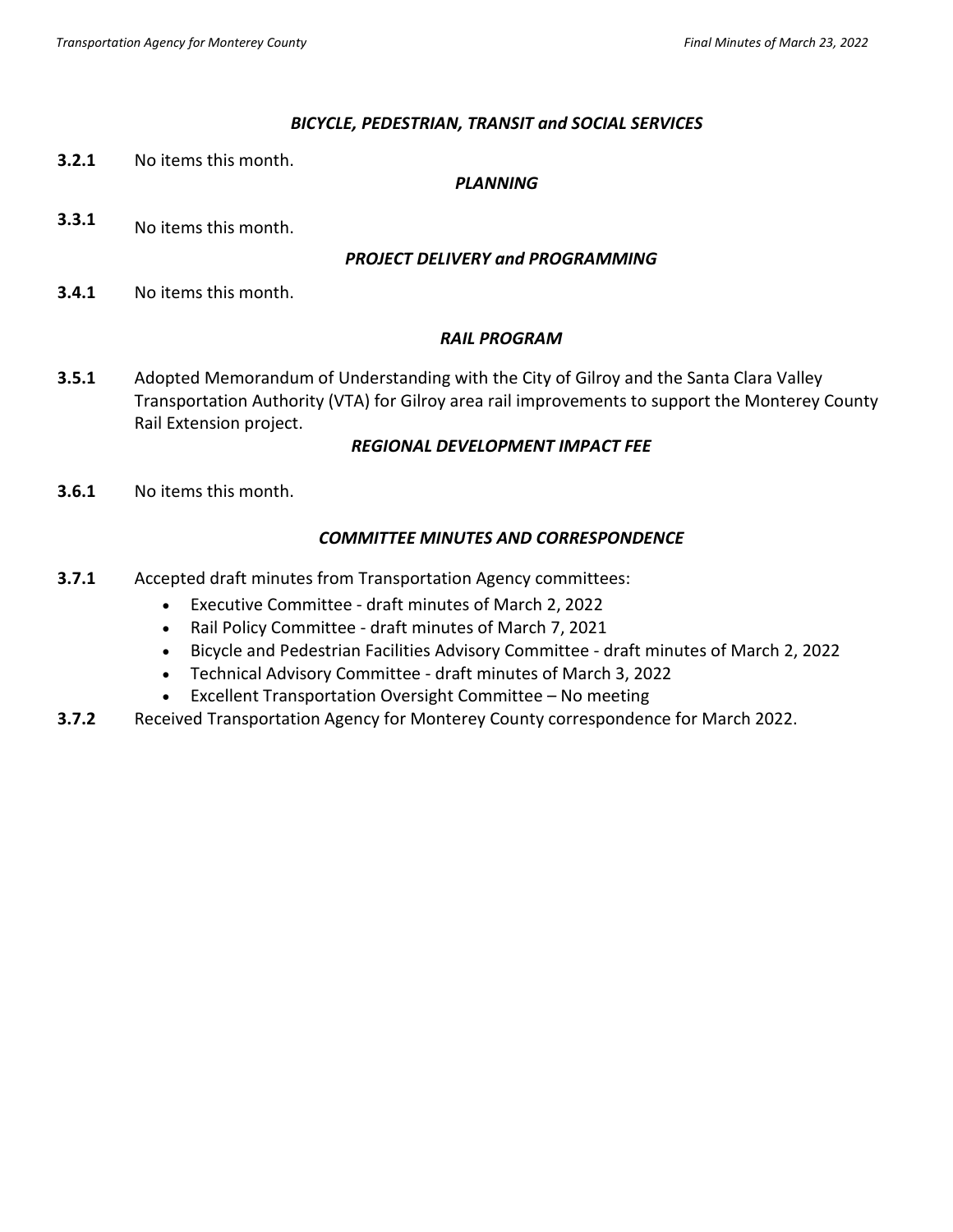### *BICYCLE, PEDESTRIAN, TRANSIT and SOCIAL SERVICES*

**3.2.1** No items this month.

### *PLANNING*

**3.3.1** No items this month.

### *PROJECT DELIVERY and PROGRAMMING*

**3.4.1** No items this month.

### *RAIL PROGRAM*

**3.5.1** Adopted Memorandum of Understanding with the City of Gilroy and the Santa Clara Valley Transportation Authority (VTA) for Gilroy area rail improvements to support the Monterey County Rail Extension project.

### *REGIONAL DEVELOPMENT IMPACT FEE*

**3.6.1** No items this month.

### *COMMITTEE MINUTES AND CORRESPONDENCE*

**3.7.1** Accepted draft minutes from Transportation Agency committees:

- Executive Committee - draft minutes of March 2, 2022
- Rail Policy Committee - draft minutes of March 7, 2021
- Bicycle and Pedestrian Facilities Advisory Committee - draft minutes of March 2, 2022
- Technical Advisory Committee - draft minutes of March 3, 2022
- Excellent Transportation Oversight Committee – No meeting

**3.7.2** Received Transportation Agency for Monterey County correspondence for March 2022.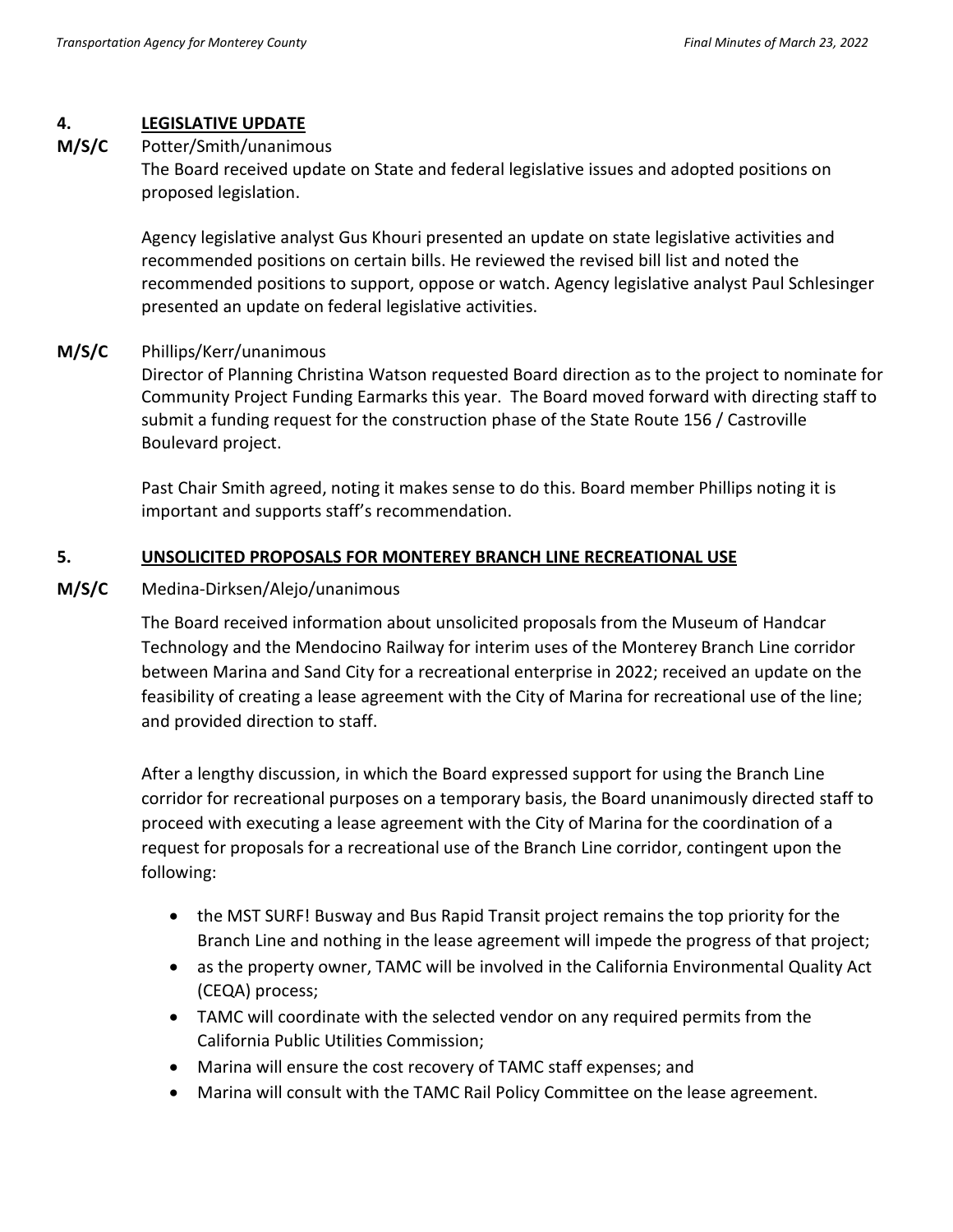## 4. LEGISLATIVE UPDATE

**M/S/C** Potter/Smith/unanimous

The Board received update on State and federal legislative issues and adopted positions on proposed legislation.

Agency legislative analyst Gus Khouri presented an update on state legislative activities and recommended positions on certain bills. He reviewed the revised bill list and noted the recommended positions to support, oppose or watch. Agency legislative analyst Paul Schlesinger presented an update on federal legislative activities.

**M/S/C** Phillips/Kerr/unanimous

Director of Planning Christina Watson requested Board direction as to the project to nominate for Community Project Funding Earmarks this year. The Board moved forward with directing staff to submit a funding request for the construction phase of the State Route 156 / Castroville Boulevard project.

Past Chair Smith agreed, noting it makes sense to do this. Board member Phillips noting it is important and supports staff's recommendation.

## 5. UNSOLICITED PROPOSALS FOR MONTEREY BRANCH LINE RECREATIONAL USE

**M/S/C** Medina-Dirksen/Alejo/unanimous

The Board received information about unsolicited proposals from the Museum of Handcar Technology and the Mendocino Railway for interim uses of the Monterey Branch Line corridor between Marina and Sand City for a recreational enterprise in 2022; received an update on the feasibility of creating a lease agreement with the City of Marina for recreational use of the line; and provided direction to staff.

After a lengthy discussion, in which the Board expressed support for using the Branch Line corridor for recreational purposes on a temporary basis, the Board unanimously directed staff to proceed with executing a lease agreement with the City of Marina for the coordination of a request for proposals for a recreational use of the Branch Line corridor, contingent upon the following:

- the MST SURF! Busway and Bus Rapid Transit project remains the top priority for the Branch Line and nothing in the lease agreement will impede the progress of that project;
- as the property owner, TAMC will be involved in the California Environmental Quality Act (CEQA) process;
- TAMC will coordinate with the selected vendor on any required permits from the California Public Utilities Commission;
- Marina will ensure the cost recovery of TAMC staff expenses; and
- Marina will consult with the TAMC Rail Policy Committee on the lease agreement.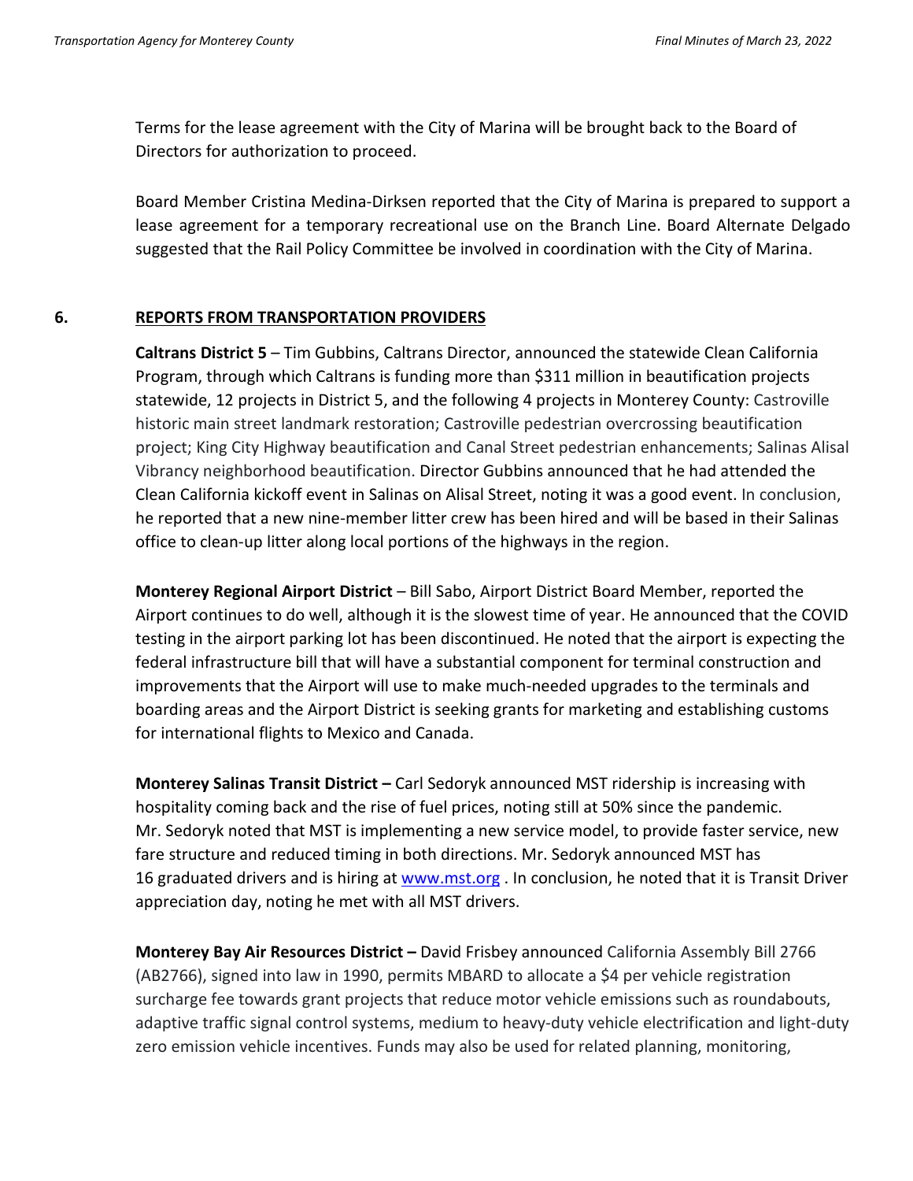Terms for the lease agreement with the City of Marina will be brought back to the Board of Directors for authorization to proceed.

Board Member Cristina Medina-Dirksen reported that the City of Marina is prepared to support a lease agreement for a temporary recreational use on the Branch Line. Board Alternate Delgado suggested that the Rail Policy Committee be involved in coordination with the City of Marina.

## 6. REPORTS FROM TRANSPORTATION PROVIDERS

**Caltrans District 5** – Tim Gubbins, Caltrans Director, announced the statewide Clean California Program, through which Caltrans is funding more than $311 million in beautification projects statewide, 12 projects in District 5, and the following 4 projects in Monterey County: Castroville historic main street landmark restoration; Castroville pedestrian overcrossing beautification project; King City Highway beautification and Canal Street pedestrian enhancements; Salinas Alisal Vibrancy neighborhood beautification. Director Gubbins announced that he had attended the Clean California kickoff event in Salinas on Alisal Street, noting it was a good event. In conclusion, he reported that a new nine-member litter crew has been hired and will be based in their Salinas office to clean-up litter along local portions of the highways in the region.

**Monterey Regional Airport District** – Bill Sabo, Airport District Board Member, reported the Airport continues to do well, although it is the slowest time of year. He announced that the COVID testing in the airport parking lot has been discontinued. He noted that the airport is expecting the federal infrastructure bill that will have a substantial component for terminal construction and improvements that the Airport will use to make much-needed upgrades to the terminals and boarding areas and the Airport District is seeking grants for marketing and establishing customs for international flights to Mexico and Canada.

**Monterey Salinas Transit District –** Carl Sedoryk announced MST ridership is increasing with hospitality coming back and the rise of fuel prices, noting still at 50% since the pandemic. Mr. Sedoryk noted that MST is implementing a new service model, to provide faster service, new fare structure and reduced timing in both directions. Mr. Sedoryk announced MST has 16 graduated drivers and is hiring at [www.mst.org](http://www.mst.org) . In conclusion, he noted that it is Transit Driver appreciation day, noting he met with all MST drivers.

**Monterey Bay Air Resources District –** David Frisbey announced California Assembly Bill 2766 (AB2766), signed into law in 1990, permits MBARD to allocate a $4 per vehicle registration surcharge fee towards grant projects that reduce motor vehicle emissions such as roundabouts, adaptive traffic signal control systems, medium to heavy-duty vehicle electrification and light-duty zero emission vehicle incentives. Funds may also be used for related planning, monitoring,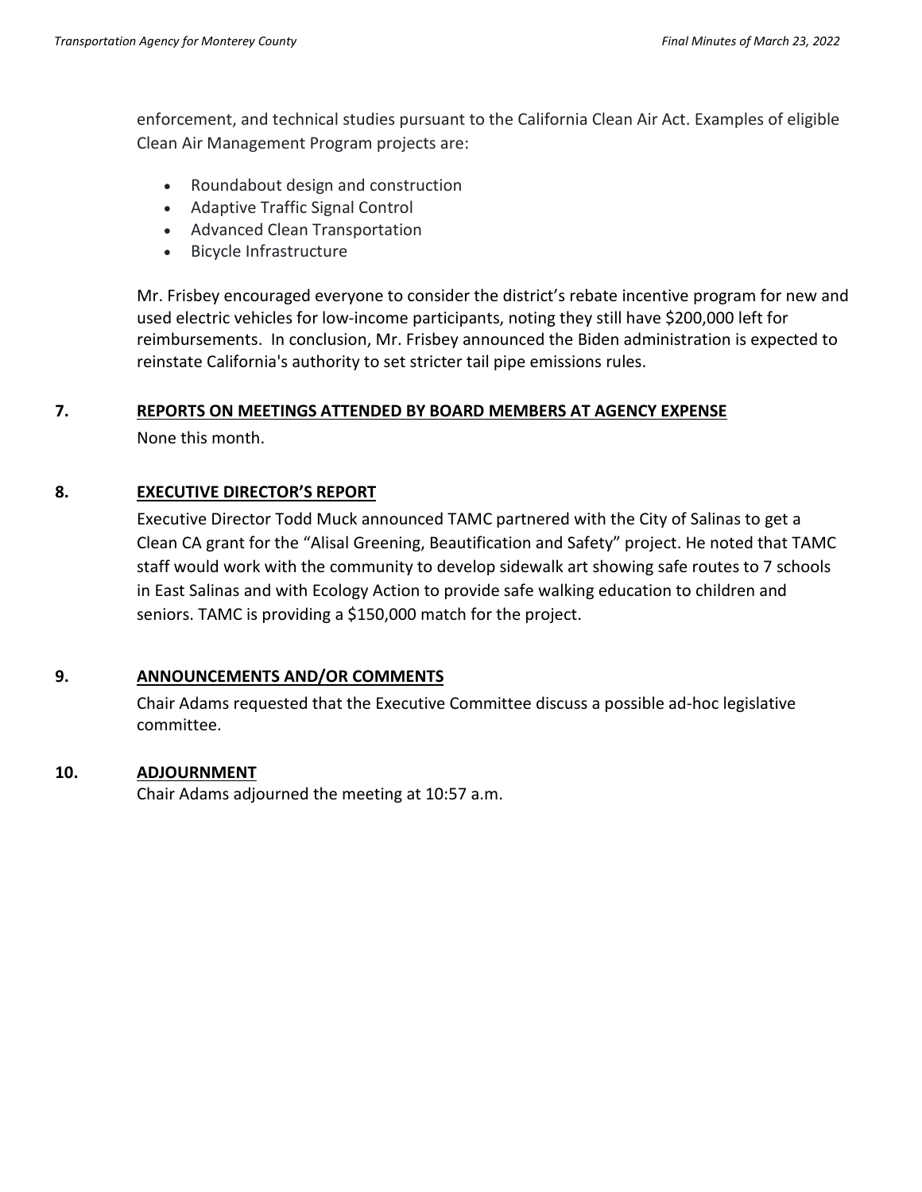enforcement, and technical studies pursuant to the California Clean Air Act. Examples of eligible Clean Air Management Program projects are:

- Roundabout design and construction
- Adaptive Traffic Signal Control
- Advanced Clean Transportation
- Bicycle Infrastructure

Mr. Frisbey encouraged everyone to consider the district's rebate incentive program for new and used electric vehicles for low-income participants, noting they still have $200,000 left for reimbursements. In conclusion, Mr. Frisbey announced the Biden administration is expected to reinstate California's authority to set stricter tail pipe emissions rules.

## 7. <u>REPORTS ON MEETINGS ATTENDED BY BOARD MEMBERS AT AGENCY EXPENSE</u>

None this month.

## 8. <u>EXECUTIVE DIRECTOR'S REPORT</u>

Executive Director Todd Muck announced TAMC partnered with the City of Salinas to get a Clean CA grant for the "Alisal Greening, Beautification and Safety" project. He noted that TAMC staff would work with the community to develop sidewalk art showing safe routes to 7 schools in East Salinas and with Ecology Action to provide safe walking education to children and seniors. TAMC is providing a $150,000 match for the project.

## 9. <u>ANNOUNCEMENTS AND/OR COMMENTS</u>

Chair Adams requested that the Executive Committee discuss a possible ad-hoc legislative committee.

## 10. <u>ADJOURNMENT</u>

Chair Adams adjourned the meeting at 10:57 a.m.